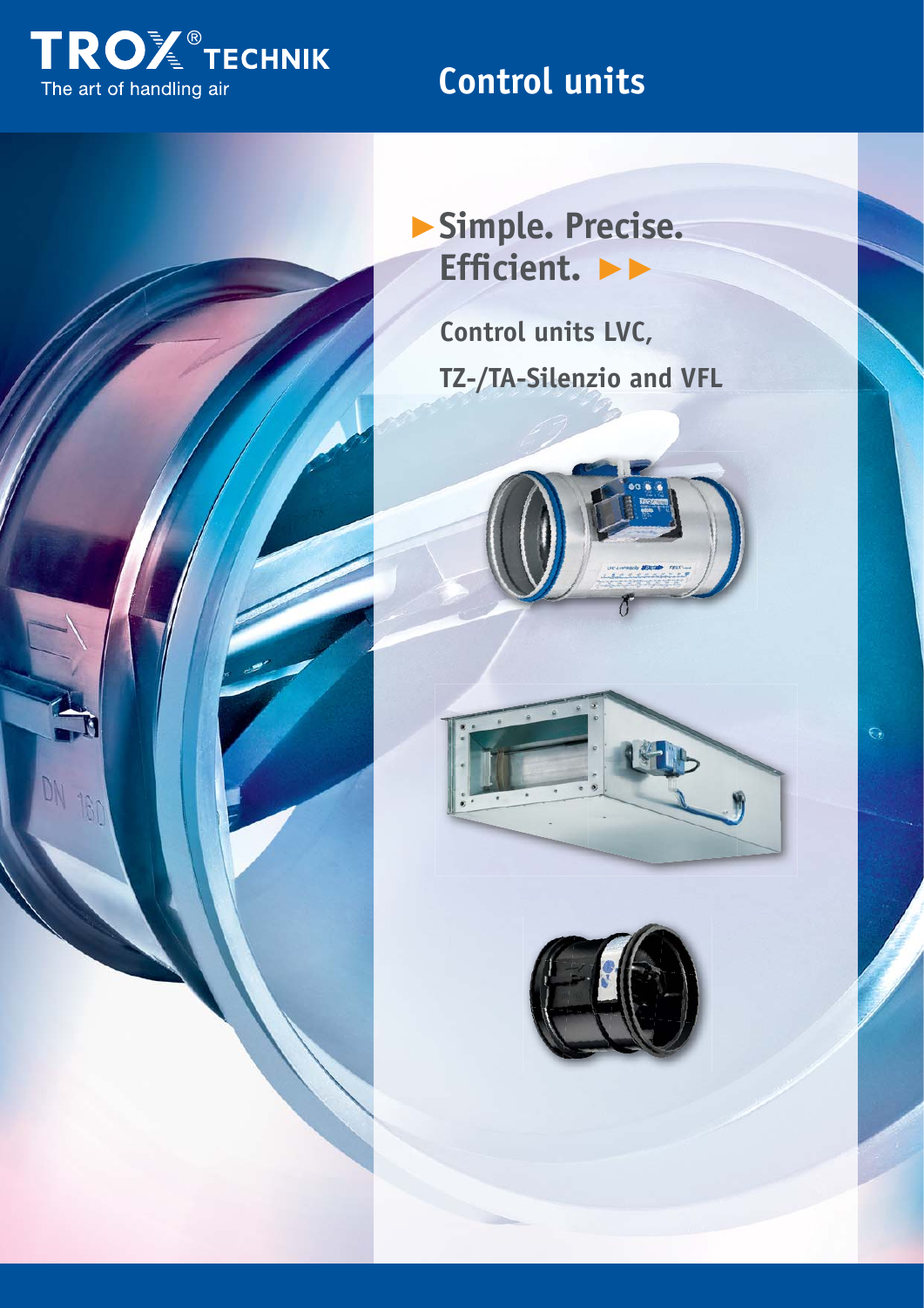TROX® TECHNIK
The art of handling air

# Control units

## ►Simple. Precise. Efficient. ►►

### Control units LVC, TZ-/TA-Silenzio and VFL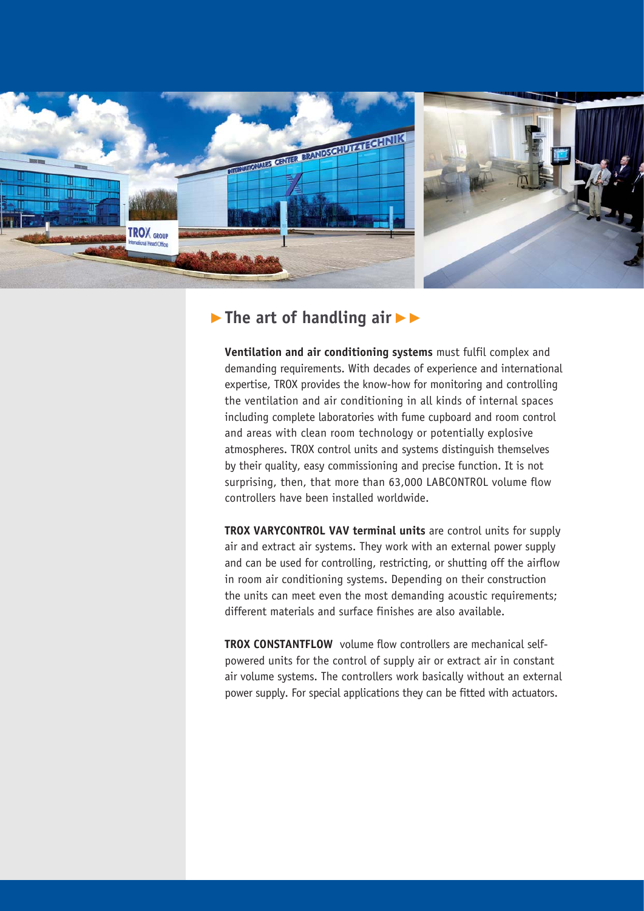## ▶ The art of handling air ▶▶

**Ventilation and air conditioning systems** must fulfil complex and demanding requirements. With decades of experience and international expertise, TROX provides the know-how for monitoring and controlling the ventilation and air conditioning in all kinds of internal spaces including complete laboratories with fume cupboard and room control and areas with clean room technology or potentially explosive atmospheres. TROX control units and systems distinguish themselves by their quality, easy commissioning and precise function. It is not surprising, then, that more than 63,000 LABCONTROL volume flow controllers have been installed worldwide.

**TROX VARYCONTROL VAV terminal units** are control units for supply air and extract air systems. They work with an external power supply and can be used for controlling, restricting, or shutting off the airflow in room air conditioning systems. Depending on their construction the units can meet even the most demanding acoustic requirements; different materials and surface finishes are also available.

**TROX CONSTANTFLOW** volume flow controllers are mechanical self-powered units for the control of supply air or extract air in constant air volume systems. The controllers work basically without an external power supply. For special applications they can be fitted with actuators.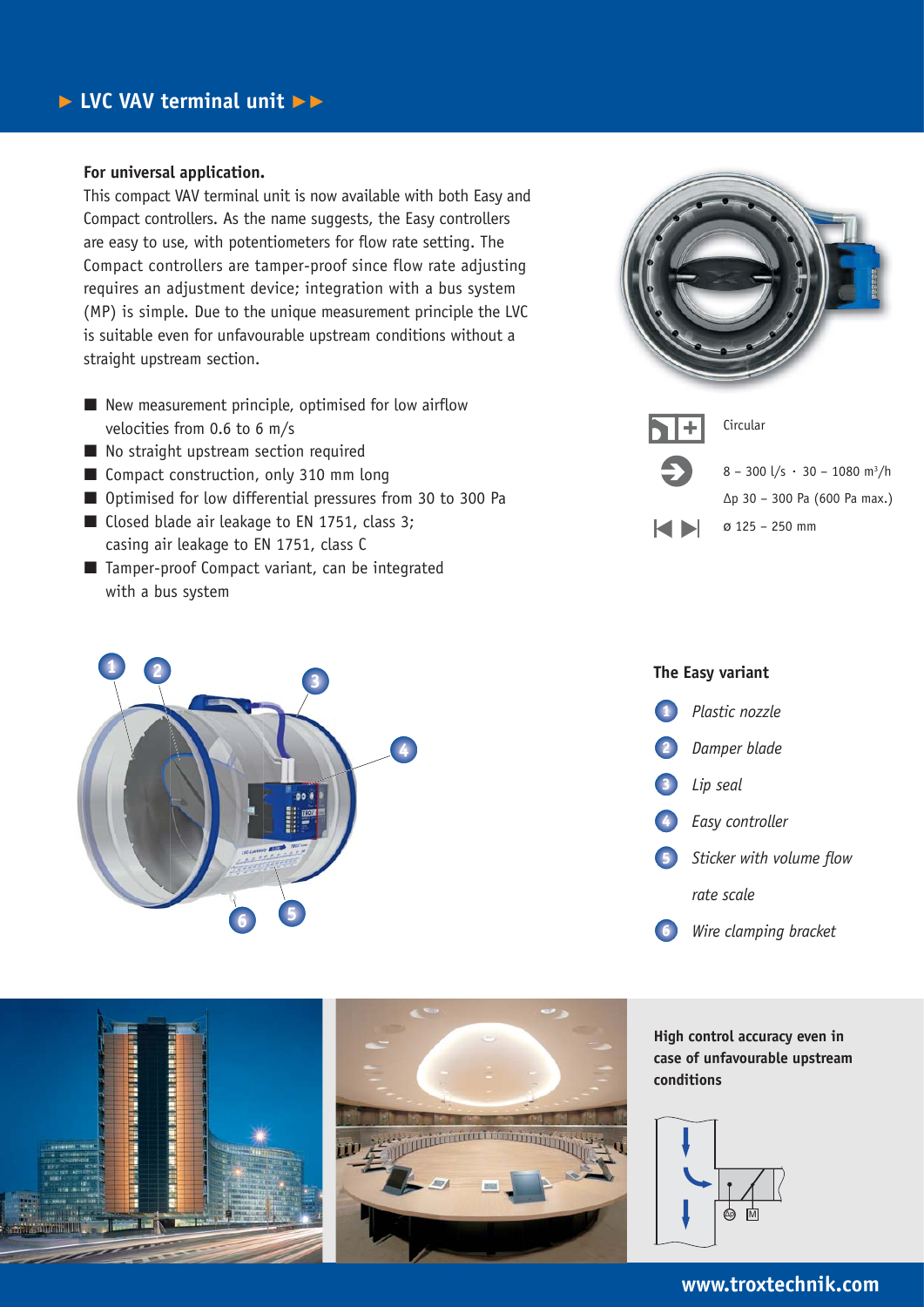## ► LVC VAV terminal unit ►►

**For universal application.**
This compact VAV terminal unit is now available with both Easy and Compact controllers. As the name suggests, the Easy controllers are easy to use, with potentiometers for flow rate setting. The Compact controllers are tamper-proof since flow rate adjusting requires an adjustment device; integration with a bus system (MP) is simple. Due to the unique measurement principle the LVC is suitable even for unfavourable upstream conditions without a straight upstream section.

- New measurement principle, optimised for low airflow velocities from 0.6 to 6 m/s
- No straight upstream section required
- Compact construction, only 310 mm long
- Optimised for low differential pressures from 30 to 300 Pa
- Closed blade air leakage to EN 1751, class 3; casing air leakage to EN 1751, class C
- Tamper-proof Compact variant, can be integrated with a bus system

Circular

8 – 300 l/s · 30 – 1080 m³/h

Δp 30 – 300 Pa (600 Pa max.)

ø 125 – 250 mm

### The Easy variant

1. *Plastic nozzle*
2. *Damper blade*
3. *Lip seal*
4. *Easy controller*
5. *Sticker with volume flow rate scale*
6. *Wire clamping bracket*

**High control accuracy even in case of unfavourable upstream conditions**

www.troxtechnik.com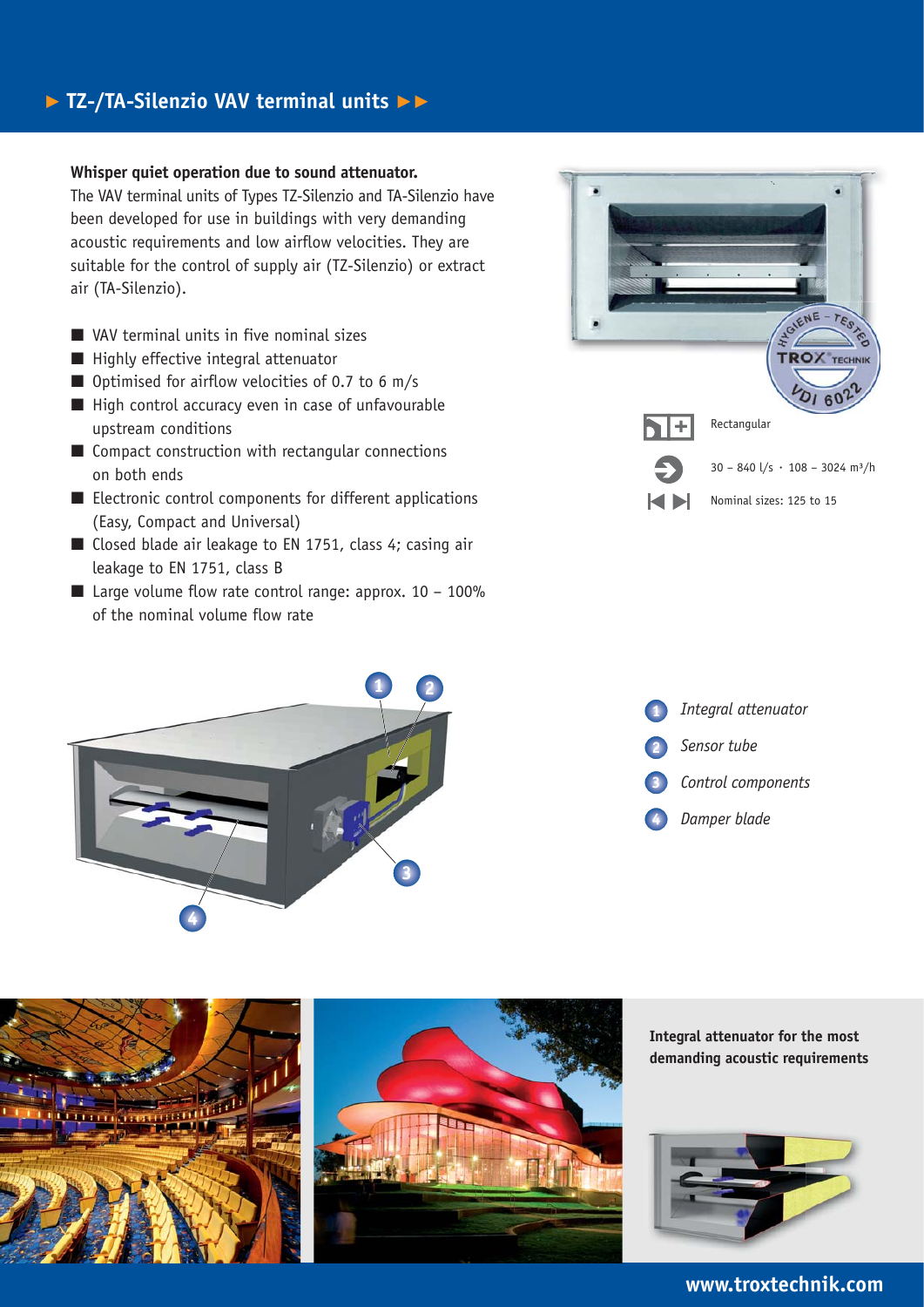## ► TZ-/TA-Silenzio VAV terminal units ►►

**Whisper quiet operation due to sound attenuator.**
The VAV terminal units of Types TZ-Silenzio and TA-Silenzio have been developed for use in buildings with very demanding acoustic requirements and low airflow velocities. They are suitable for the control of supply air (TZ-Silenzio) or extract air (TA-Silenzio).

- VAV terminal units in five nominal sizes
- Highly effective integral attenuator
- Optimised for airflow velocities of 0.7 to 6 m/s
- High control accuracy even in case of unfavourable upstream conditions
- Compact construction with rectangular connections on both ends
- Electronic control components for different applications (Easy, Compact and Universal)
- Closed blade air leakage to EN 1751, class 4; casing air leakage to EN 1751, class B
- Large volume flow rate control range: approx. 10 – 100% of the nominal volume flow rate

HYGIENE – TESTED TROX TECHNIK VDI 6022

Rectangular

30 – 840 l/s · 108 – 3024 m³/h

Nominal sizes: 125 to 15

1. *Integral attenuator*
2. *Sensor tube*
3. *Control components*
4. *Damper blade*

**Integral attenuator for the most demanding acoustic requirements**

**www.troxtechnik.com**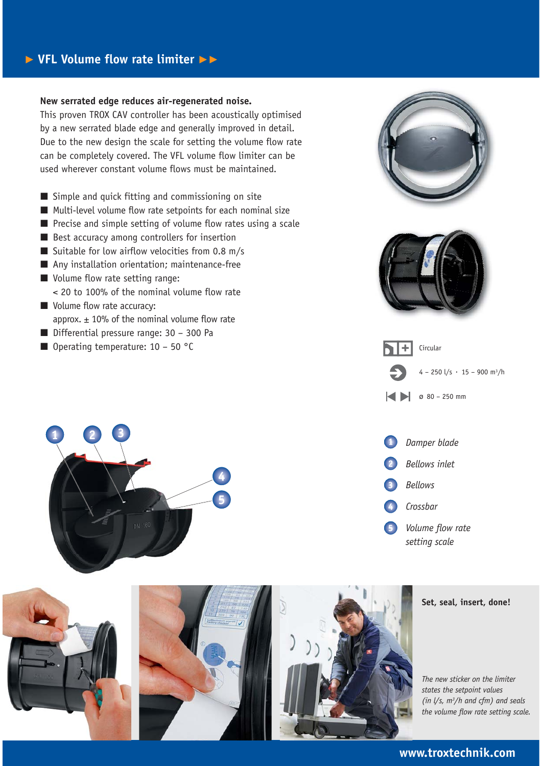# ▶ VFL Volume flow rate limiter ▶▶

**New serrated edge reduces air-regenerated noise.**
This proven TROX CAV controller has been acoustically optimised by a new serrated blade edge and generally improved in detail. Due to the new design the scale for setting the volume flow rate can be completely covered. The VFL volume flow limiter can be used wherever constant volume flows must be maintained.

- Simple and quick fitting and commissioning on site
- Multi-level volume flow rate setpoints for each nominal size
- Precise and simple setting of volume flow rates using a scale
- Best accuracy among controllers for insertion
- Suitable for low airflow velocities from 0.8 m/s
- Any installation orientation; maintenance-free
- Volume flow rate setting range:
  < 20 to 100% of the nominal volume flow rate
- Volume flow rate accuracy:
  approx. ± 10% of the nominal volume flow rate
- Differential pressure range: 30 – 300 Pa
- Operating temperature: 10 – 50 °C

Circular

4 – 250 l/s · 15 – 900 m³/h

ø 80 – 250 mm

1. Damper blade
2. Bellows inlet
3. Bellows
4. Crossbar
5. Volume flow rate setting scale

**Set, seal, insert, done!**

*The new sticker on the limiter states the setpoint values (in l/s, m³/h and cfm) and seals the volume flow rate setting scale.*

**www.troxtechnik.com**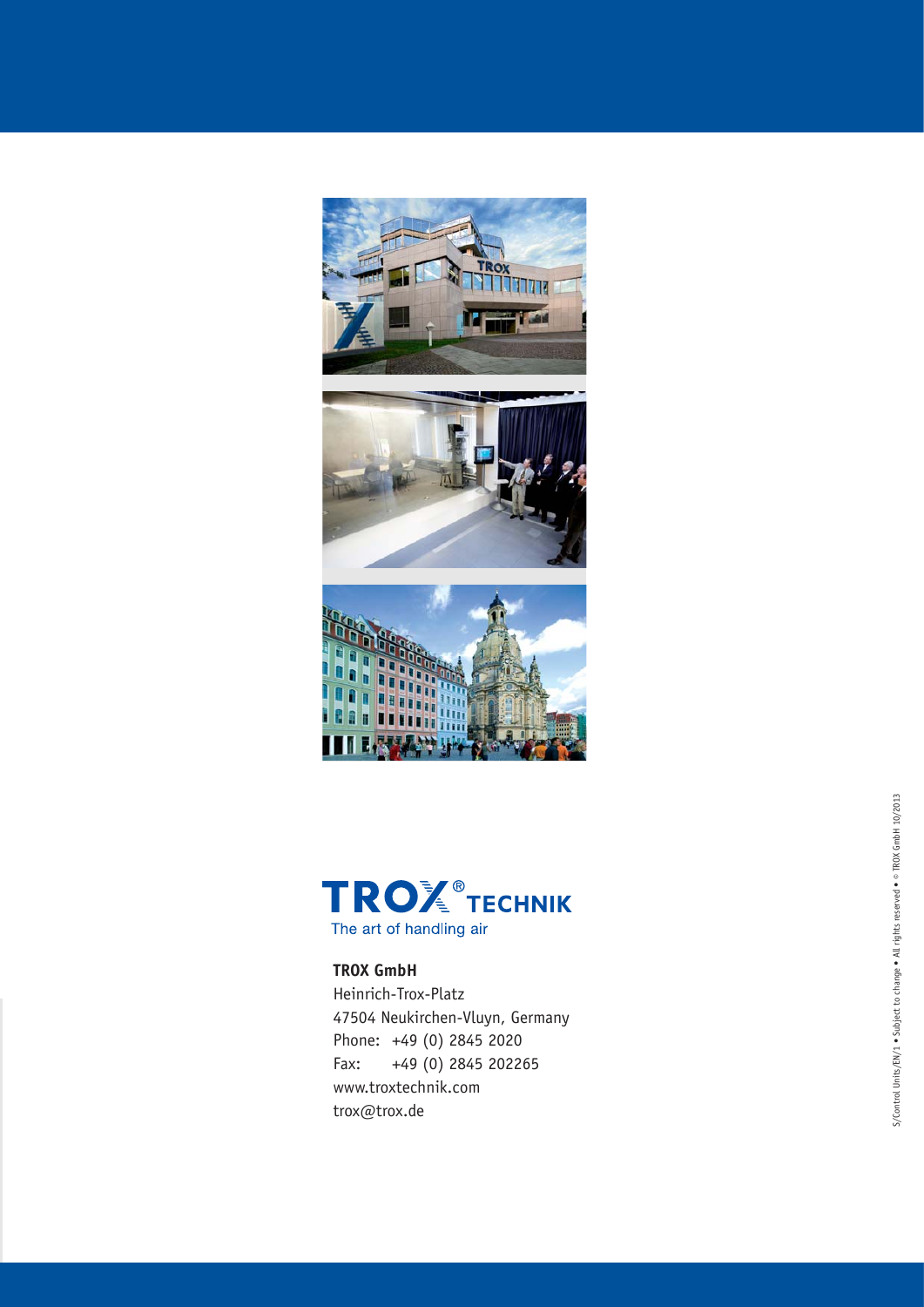TROX® TECHNIK

The art of handling air

**TROX GmbH**
Heinrich-Trox-Platz
47504 Neukirchen-Vluyn, Germany
Phone: +49 (0) 2845 2020
Fax: +49 (0) 2845 202265
www.troxtechnik.com
trox@trox.de

S/Control Units/EN/1 • Subject to change • All rights reserved • © TROX GmbH 10/2013